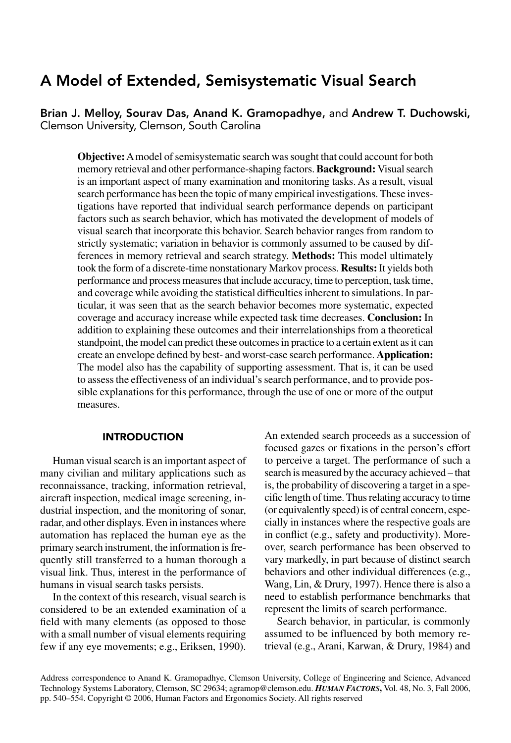# A Model of Extended, Semisystematic Visual Search

**Brian J. Melloy, Sourav Das, Anand K. Gramopadhye,** and **Andrew T. Duchowski,** Clemson University, Clemson, South Carolina

**Objective:** A model of semisystematic search was sought that could account for both memory retrieval and other performance-shaping factors. **Background:** Visual search is an important aspect of many examination and monitoring tasks. As a result, visual search performance has been the topic of many empirical investigations. These investigations have reported that individual search performance depends on participant factors such as search behavior, which has motivated the development of models of visual search that incorporate this behavior. Search behavior ranges from random to strictly systematic; variation in behavior is commonly assumed to be caused by differences in memory retrieval and search strategy. **Methods:** This model ultimately took the form of a discrete-time nonstationary Markov process. **Results:** It yields both performance and process measures that include accuracy, time to perception, task time, and coverage while avoiding the statistical difficulties inherent to simulations. In particular, it was seen that as the search behavior becomes more systematic, expected coverage and accuracy increase while expected task time decreases. **Conclusion:** In addition to explaining these outcomes and their interrelationships from a theoretical standpoint, the model can predict these outcomes in practice to a certain extent as it can create an envelope defined by best- and worst-case search performance. **Application:** The model also has the capability of supporting assessment. That is, it can be used to assess the effectiveness of an individual's search performance, and to provide possible explanations for this performance, through the use of one or more of the output measures.

## INTRODUCTION

Human visual search is an important aspect of many civilian and military applications such as reconnaissance, tracking, information retrieval, aircraft inspection, medical image screening, industrial inspection, and the monitoring of sonar, radar, and other displays. Even in instances where automation has replaced the human eye as the primary search instrument, the information is frequently still transferred to a human thorough a visual link. Thus, interest in the performance of humans in visual search tasks persists.

In the context of this research, visual search is considered to be an extended examination of a field with many elements (as opposed to those with a small number of visual elements requiring few if any eye movements; e.g., Eriksen, 1990). An extended search proceeds as a succession of focused gazes or fixations in the person's effort to perceive a target. The performance of such a search is measured by the accuracy achieved – that is, the probability of discovering a target in a specific length of time. Thus relating accuracy to time (or equivalently speed) is of central concern, especially in instances where the respective goals are in conflict (e.g., safety and productivity). Moreover, search performance has been observed to vary markedly, in part because of distinct search behaviors and other individual differences (e.g., Wang, Lin, & Drury, 1997). Hence there is also a need to establish performance benchmarks that represent the limits of search performance.

Search behavior, in particular, is commonly assumed to be influenced by both memory retrieval (e.g., Arani, Karwan, & Drury, 1984) and

Address correspondence to Anand K. Gramopadhye, Clemson University, College of Engineering and Science, Advanced Technology Systems Laboratory, Clemson, SC 29634; agramop@clemson.edu. ***HUMAN FACTORS***, Vol. 48, No. 3, Fall 2006, pp. 540–554. Copyright © 2006, Human Factors and Ergonomics Society. All rights reserved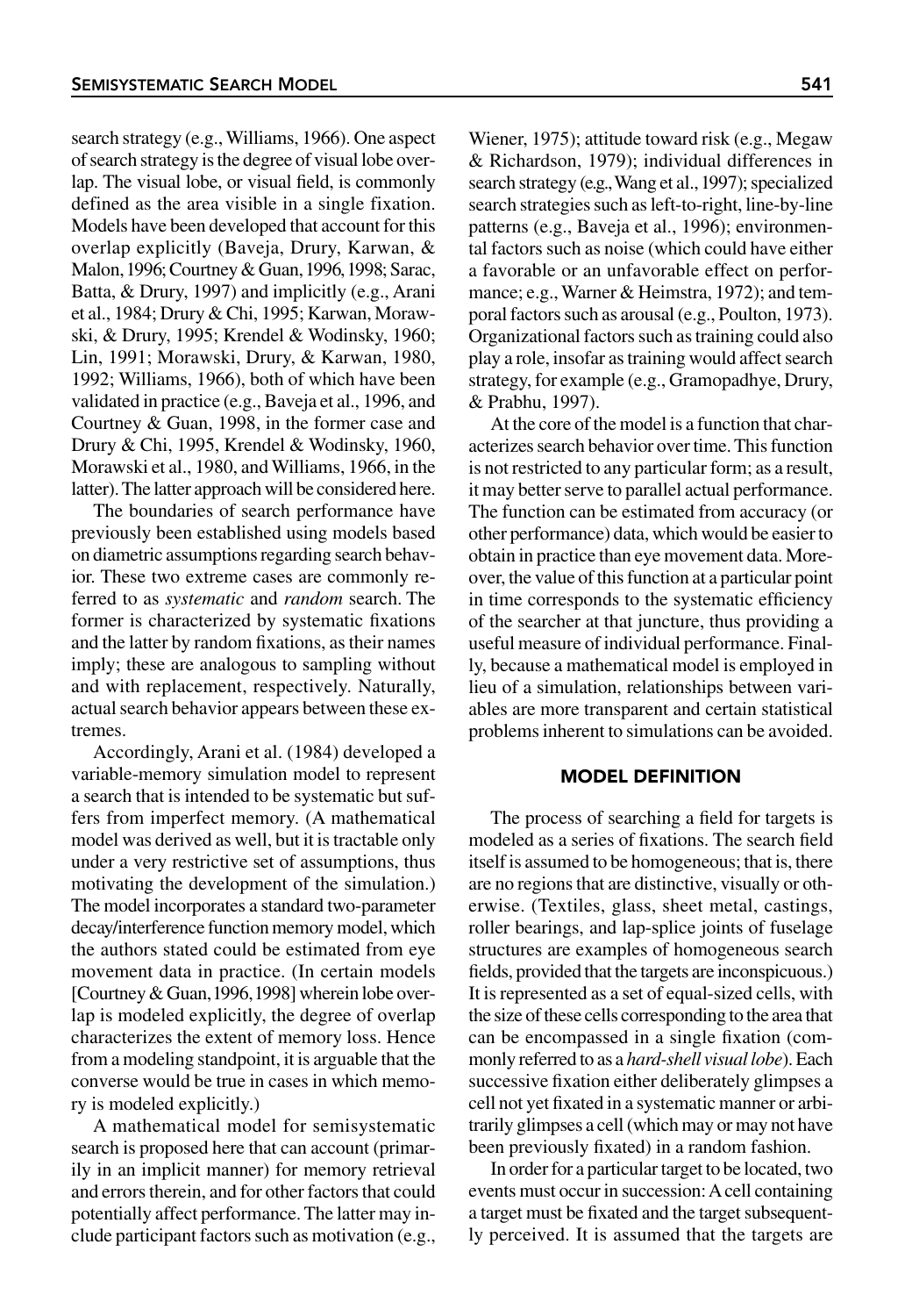search strategy (e.g., Williams, 1966). One aspect of search strategy is the degree of visual lobe overlap. The visual lobe, or visual field, is commonly defined as the area visible in a single fixation. Models have been developed that account for this overlap explicitly (Baveja, Drury, Karwan, & Malon, 1996; Courtney & Guan, 1996, 1998; Sarac, Batta, & Drury, 1997) and implicitly (e.g., Arani et al., 1984; Drury & Chi, 1995; Karwan, Morawski, & Drury, 1995; Krendel & Wodinsky, 1960; Lin, 1991; Morawski, Drury, & Karwan, 1980, 1992; Williams, 1966), both of which have been validated in practice (e.g., Baveja et al., 1996, and Courtney & Guan, 1998, in the former case and Drury & Chi, 1995, Krendel & Wodinsky, 1960, Morawski et al., 1980, and Williams, 1966, in the latter). The latter approach will be considered here.

The boundaries of search performance have previously been established using models based on diametric assumptions regarding search behavior. These two extreme cases are commonly referred to as *systematic* and *random* search. The former is characterized by systematic fixations and the latter by random fixations, as their names imply; these are analogous to sampling without and with replacement, respectively. Naturally, actual search behavior appears between these extremes.

Accordingly, Arani et al. (1984) developed a variable-memory simulation model to represent a search that is intended to be systematic but suffers from imperfect memory. (A mathematical model was derived as well, but it is tractable only under a very restrictive set of assumptions, thus motivating the development of the simulation.) The model incorporates a standard two-parameter decay/interference function memory model, which the authors stated could be estimated from eye movement data in practice. (In certain models [Courtney & Guan, 1996, 1998] wherein lobe overlap is modeled explicitly, the degree of overlap characterizes the extent of memory loss. Hence from a modeling standpoint, it is arguable that the converse would be true in cases in which memory is modeled explicitly.)

A mathematical model for semisystematic search is proposed here that can account (primarily in an implicit manner) for memory retrieval and errors therein, and for other factors that could potentially affect performance. The latter may include participant factors such as motivation (e.g., Wiener, 1975); attitude toward risk (e.g., Megaw & Richardson, 1979); individual differences in search strategy (e.g., Wang et al., 1997); specialized search strategies such as left-to-right, line-by-line patterns (e.g., Baveja et al., 1996); environmental factors such as noise (which could have either a favorable or an unfavorable effect on performance; e.g., Warner & Heimstra, 1972); and temporal factors such as arousal (e.g., Poulton, 1973). Organizational factors such as training could also play a role, insofar as training would affect search strategy, for example (e.g., Gramopadhye, Drury, & Prabhu, 1997).

At the core of the model is a function that characterizes search behavior over time. This function is not restricted to any particular form; as a result, it may better serve to parallel actual performance. The function can be estimated from accuracy (or other performance) data, which would be easier to obtain in practice than eye movement data. Moreover, the value of this function at a particular point in time corresponds to the systematic efficiency of the searcher at that juncture, thus providing a useful measure of individual performance. Finally, because a mathematical model is employed in lieu of a simulation, relationships between variables are more transparent and certain statistical problems inherent to simulations can be avoided.

## MODEL DEFINITION

The process of searching a field for targets is modeled as a series of fixations. The search field itself is assumed to be homogeneous; that is, there are no regions that are distinctive, visually or otherwise. (Textiles, glass, sheet metal, castings, roller bearings, and lap-splice joints of fuselage structures are examples of homogeneous search fields, provided that the targets are inconspicuous.) It is represented as a set of equal-sized cells, with the size of these cells corresponding to the area that can be encompassed in a single fixation (commonly referred to as a *hard-shell visual lobe*). Each successive fixation either deliberately glimpses a cell not yet fixated in a systematic manner or arbitrarily glimpses a cell (which may or may not have been previously fixated) in a random fashion.

In order for a particular target to be located, two events must occur in succession: A cell containing a target must be fixated and the target subsequently perceived. It is assumed that the targets are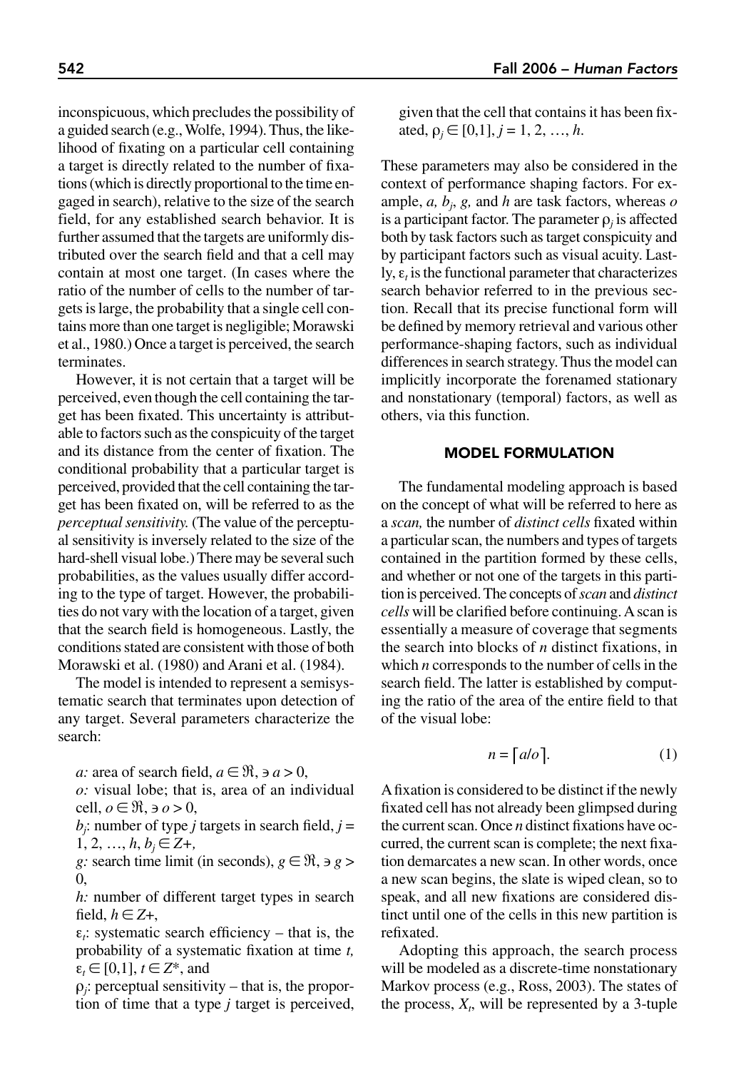inconspicuous, which precludes the possibility of a guided search (e.g., Wolfe, 1994). Thus, the likelihood of fixating on a particular cell containing a target is directly related to the number of fixations (which is directly proportional to the time engaged in search), relative to the size of the search field, for any established search behavior. It is further assumed that the targets are uniformly distributed over the search field and that a cell may contain at most one target. (In cases where the ratio of the number of cells to the number of targets is large, the probability that a single cell contains more than one target is negligible; Morawski et al., 1980.) Once a target is perceived, the search terminates.

However, it is not certain that a target will be perceived, even though the cell containing the target has been fixated. This uncertainty is attributable to factors such as the conspicuity of the target and its distance from the center of fixation. The conditional probability that a particular target is perceived, provided that the cell containing the target has been fixated on, will be referred to as the *perceptual sensitivity.* (The value of the perceptual sensitivity is inversely related to the size of the hard-shell visual lobe.) There may be several such probabilities, as the values usually differ according to the type of target. However, the probabilities do not vary with the location of a target, given that the search field is homogeneous. Lastly, the conditions stated are consistent with those of both Morawski et al. (1980) and Arani et al. (1984).

The model is intended to represent a semisystematic search that terminates upon detection of any target. Several parameters characterize the search:

*a:* area of search field, $a \in \Re, \ni a > 0$,

*o:* visual lobe; that is, area of an individual cell, $o \in \Re, \ni o > 0$,

$b_j$: number of type *j* targets in search field, $j = 1, 2, \ldots, h$, $b_j \in Z+$,

*g:* search time limit (in seconds), $g \in \Re, \ni g > 0$,

*h:* number of different target types in search field, $h \in Z+$,

$\varepsilon_t$: systematic search efficiency – that is, the probability of a systematic fixation at time *t,* $\varepsilon_t \in [0,1]$, $t \in Z^*$, and

$\rho_j$: perceptual sensitivity – that is, the proportion of time that a type *j* target is perceived, given that the cell that contains it has been fixated, $\rho_j \in [0,1]$, $j = 1, 2, \ldots, h$.

These parameters may also be considered in the context of performance shaping factors. For example, *a,* $b_j$, *g,* and *h* are task factors, whereas *o* is a participant factor. The parameter $\rho_j$ is affected both by task factors such as target conspicuity and by participant factors such as visual acuity. Lastly, $\varepsilon_t$ is the functional parameter that characterizes search behavior referred to in the previous section. Recall that its precise functional form will be defined by memory retrieval and various other performance-shaping factors, such as individual differences in search strategy. Thus the model can implicitly incorporate the forenamed stationary and nonstationary (temporal) factors, as well as others, via this function.

## MODEL FORMULATION

The fundamental modeling approach is based on the concept of what will be referred to here as a *scan,* the number of *distinct cells* fixated within a particular scan, the numbers and types of targets contained in the partition formed by these cells, and whether or not one of the targets in this partition is perceived. The concepts of *scan* and *distinct cells* will be clarified before continuing. A scan is essentially a measure of coverage that segments the search into blocks of *n* distinct fixations, in which *n* corresponds to the number of cells in the search field. The latter is established by computing the ratio of the area of the entire field to that of the visual lobe:

$$n = \lceil a/o \rceil. \tag{1}$$

A fixation is considered to be distinct if the newly fixated cell has not already been glimpsed during the current scan. Once *n* distinct fixations have occurred, the current scan is complete; the next fixation demarcates a new scan. In other words, once a new scan begins, the slate is wiped clean, so to speak, and all new fixations are considered distinct until one of the cells in this new partition is refixated.

Adopting this approach, the search process will be modeled as a discrete-time nonstationary Markov process (e.g., Ross, 2003). The states of the process, $X_t$, will be represented by a 3-tuple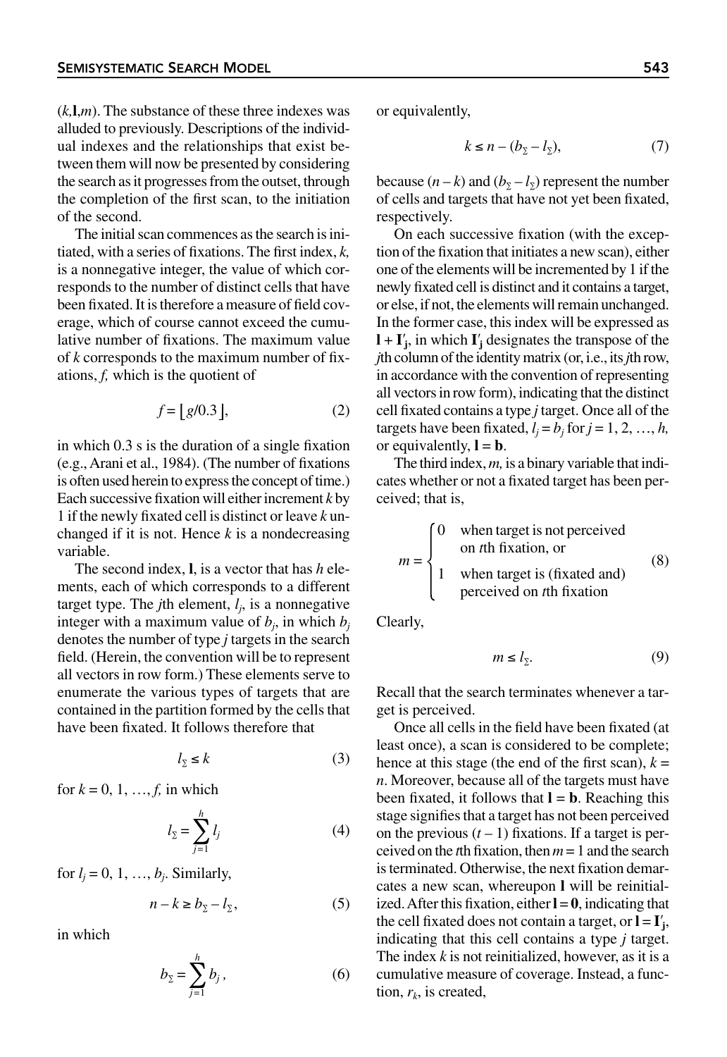($k$,**l**,$m$). The substance of these three indexes was alluded to previously. Descriptions of the individual indexes and the relationships that exist between them will now be presented by considering the search as it progresses from the outset, through the completion of the first scan, to the initiation of the second.

The initial scan commences as the search is initiated, with a series of fixations. The first index, $k$, is a nonnegative integer, the value of which corresponds to the number of distinct cells that have been fixated. It is therefore a measure of field coverage, which of course cannot exceed the cumulative number of fixations. The maximum value of $k$ corresponds to the maximum number of fixations, $f$, which is the quotient of

$$f = \lfloor g/0.3 \rfloor, \tag{2}$$

in which 0.3 s is the duration of a single fixation (e.g., Arani et al., 1984). (The number of fixations is often used herein to express the concept of time.) Each successive fixation will either increment $k$ by 1 if the newly fixated cell is distinct or leave $k$ unchanged if it is not. Hence $k$ is a nondecreasing variable.

The second index, **l**, is a vector that has $h$ elements, each of which corresponds to a different target type. The $j$th element, $l_j$, is a nonnegative integer with a maximum value of $b_j$, in which $b_j$ denotes the number of type $j$ targets in the search field. (Herein, the convention will be to represent all vectors in row form.) These elements serve to enumerate the various types of targets that are contained in the partition formed by the cells that have been fixated. It follows therefore that

$$l_\Sigma \le k \tag{3}$$

for $k = 0, 1, \ldots, f$, in which

$$l_\Sigma = \sum_{j=1}^{h} l_j \tag{4}$$

for $l_j = 0, 1, \ldots, b_j$. Similarly,

$$n - k \ge b_\Sigma - l_\Sigma, \tag{5}$$

in which

$$b_\Sigma = \sum_{j=1}^{h} b_j, \tag{6}$$

or equivalently,

$$k \le n - (b_\Sigma - l_\Sigma), \tag{7}$$

because $(n - k)$ and $(b_\Sigma - l_\Sigma)$ represent the number of cells and targets that have not yet been fixated, respectively.

On each successive fixation (with the exception of the fixation that initiates a new scan), either one of the elements will be incremented by 1 if the newly fixated cell is distinct and it contains a target, or else, if not, the elements will remain unchanged. In the former case, this index will be expressed as $\mathbf{l} + \mathbf{I}'_\mathbf{j}$, in which $\mathbf{I}'_\mathbf{j}$ designates the transpose of the $j$th column of the identity matrix (or, i.e., its $j$th row, in accordance with the convention of representing all vectors in row form), indicating that the distinct cell fixated contains a type $j$ target. Once all of the targets have been fixated, $l_j = b_j$ for $j = 1, 2, \ldots, h$, or equivalently, $\mathbf{l} = \mathbf{b}$.

The third index, $m$, is a binary variable that indicates whether or not a fixated target has been perceived; that is,

$$m = \begin{cases} 0 & \text{when target is not perceived on } t\text{th fixation, or} \\ 1 & \text{when target is (fixated and) perceived on } t\text{th fixation} \end{cases} \tag{8}$$

Clearly,

$$m \le l_\Sigma. \tag{9}$$

Recall that the search terminates whenever a target is perceived.

Once all cells in the field have been fixated (at least once), a scan is considered to be complete; hence at this stage (the end of the first scan), $k = n$. Moreover, because all of the targets must have been fixated, it follows that $\mathbf{l} = \mathbf{b}$. Reaching this stage signifies that a target has not been perceived on the previous $(t - 1)$ fixations. If a target is perceived on the $t$th fixation, then $m = 1$ and the search is terminated. Otherwise, the next fixation demarcates a new scan, whereupon **l** will be reinitialized. After this fixation, either $\mathbf{l} = \mathbf{0}$, indicating that the cell fixated does not contain a target, or $\mathbf{l} = \mathbf{I}'_\mathbf{j}$, indicating that this cell contains a type $j$ target. The index $k$ is not reinitialized, however, as it is a cumulative measure of coverage. Instead, a function, $r_k$, is created,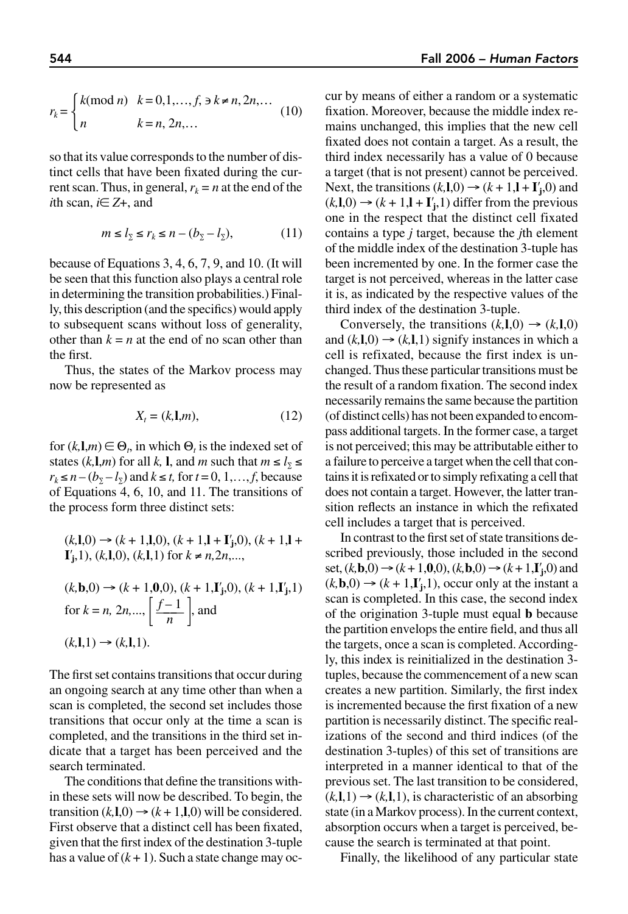$$r_k = \begin{cases} k(\text{mod } n) & k = 0,1,\ldots,f, \ni k \neq n, 2n,\ldots \\ n & k = n, 2n,\ldots \end{cases} \quad (10)$$

so that its value corresponds to the number of distinct cells that have been fixated during the current scan. Thus, in general, $r_k = n$ at the end of the $i$th scan, $i \in Z+$, and

$$m \leq l_\Sigma \leq r_k \leq n - (b_\Sigma - l_\Sigma), \quad (11)$$

because of Equations 3, 4, 6, 7, 9, and 10. (It will be seen that this function also plays a central role in determining the transition probabilities.) Finally, this description (and the specifics) would apply to subsequent scans without loss of generality, other than $k = n$ at the end of no scan other than the first.

Thus, the states of the Markov process may now be represented as

$$X_t = (k,\mathbf{l},m), \quad (12)$$

for $(k,\mathbf{l},m) \in \Theta_t$, in which $\Theta_t$ is the indexed set of states $(k,\mathbf{l},m)$ for all $k$, $\mathbf{l}$, and $m$ such that $m \leq l_\Sigma \leq r_k \leq n - (b_\Sigma - l_\Sigma)$ and $k \leq t$, for $t = 0, 1,\ldots, f$, because of Equations 4, 6, 10, and 11. The transitions of the process form three distinct sets:

$(k,\mathbf{l},0) \rightarrow (k + 1,\mathbf{l},0)$, $(k + 1,\mathbf{l} + \mathbf{I}'_\mathbf{j},0)$, $(k + 1,\mathbf{l} + \mathbf{I}'_\mathbf{j},1)$, $(k,\mathbf{l},0)$, $(k,\mathbf{l},1)$ for $k \neq n,2n,\ldots$,

$(k,\mathbf{b},0) \rightarrow (k + 1,\mathbf{0},0)$, $(k + 1,\mathbf{I}'_\mathbf{j},0)$, $(k + 1,\mathbf{I}'_\mathbf{j},1)$ for $k = n, 2n,\ldots, \left[\dfrac{f-1}{n}\right]$, and

$(k,\mathbf{l},1) \rightarrow (k,\mathbf{l},1)$.

The first set contains transitions that occur during an ongoing search at any time other than when a scan is completed, the second set includes those transitions that occur only at the time a scan is completed, and the transitions in the third set indicate that a target has been perceived and the search terminated.

The conditions that define the transitions within these sets will now be described. To begin, the transition $(k,\mathbf{l},0) \rightarrow (k + 1,\mathbf{l},0)$ will be considered. First observe that a distinct cell has been fixated, given that the first index of the destination 3-tuple has a value of $(k + 1)$. Such a state change may occur by means of either a random or a systematic fixation. Moreover, because the middle index remains unchanged, this implies that the new cell fixated does not contain a target. As a result, the third index necessarily has a value of 0 because a target (that is not present) cannot be perceived. Next, the transitions $(k,\mathbf{l},0) \rightarrow (k + 1,\mathbf{l} + \mathbf{I}'_\mathbf{j},0)$ and $(k,\mathbf{l},0) \rightarrow (k + 1,\mathbf{l} + \mathbf{I}'_\mathbf{j},1)$ differ from the previous one in the respect that the distinct cell fixated contains a type $j$ target, because the $j$th element of the middle index of the destination 3-tuple has been incremented by one. In the former case the target is not perceived, whereas in the latter case it is, as indicated by the respective values of the third index of the destination 3-tuple.

Conversely, the transitions $(k,\mathbf{l},0) \rightarrow (k,\mathbf{l},0)$ and $(k,\mathbf{l},0) \rightarrow (k,\mathbf{l},1)$ signify instances in which a cell is refixated, because the first index is unchanged. Thus these particular transitions must be the result of a random fixation. The second index necessarily remains the same because the partition (of distinct cells) has not been expanded to encompass additional targets. In the former case, a target is not perceived; this may be attributable either to a failure to perceive a target when the cell that contains it is refixated or to simply refixating a cell that does not contain a target. However, the latter transition reflects an instance in which the refixated cell includes a target that is perceived.

In contrast to the first set of state transitions described previously, those included in the second set, $(k,\mathbf{b},0) \rightarrow (k + 1,\mathbf{0},0)$, $(k,\mathbf{b},0) \rightarrow (k + 1,\mathbf{I}'_\mathbf{j},0)$ and $(k,\mathbf{b},0) \rightarrow (k + 1,\mathbf{I}_\mathbf{j},1)$, occur only at the instant a scan is completed. In this case, the second index of the origination 3-tuple must equal $\mathbf{b}$ because the partition envelops the entire field, and thus all the targets, once a scan is completed. Accordingly, this index is reinitialized in the destination 3-tuples, because the commencement of a new scan creates a new partition. Similarly, the first index is incremented because the first fixation of a new partition is necessarily distinct. The specific realizations of the second and third indices (of the destination 3-tuples) of this set of transitions are interpreted in a manner identical to that of the previous set. The last transition to be considered, $(k,\mathbf{l},1) \rightarrow (k,\mathbf{l},1)$, is characteristic of an absorbing state (in a Markov process). In the current context, absorption occurs when a target is perceived, because the search is terminated at that point.

Finally, the likelihood of any particular state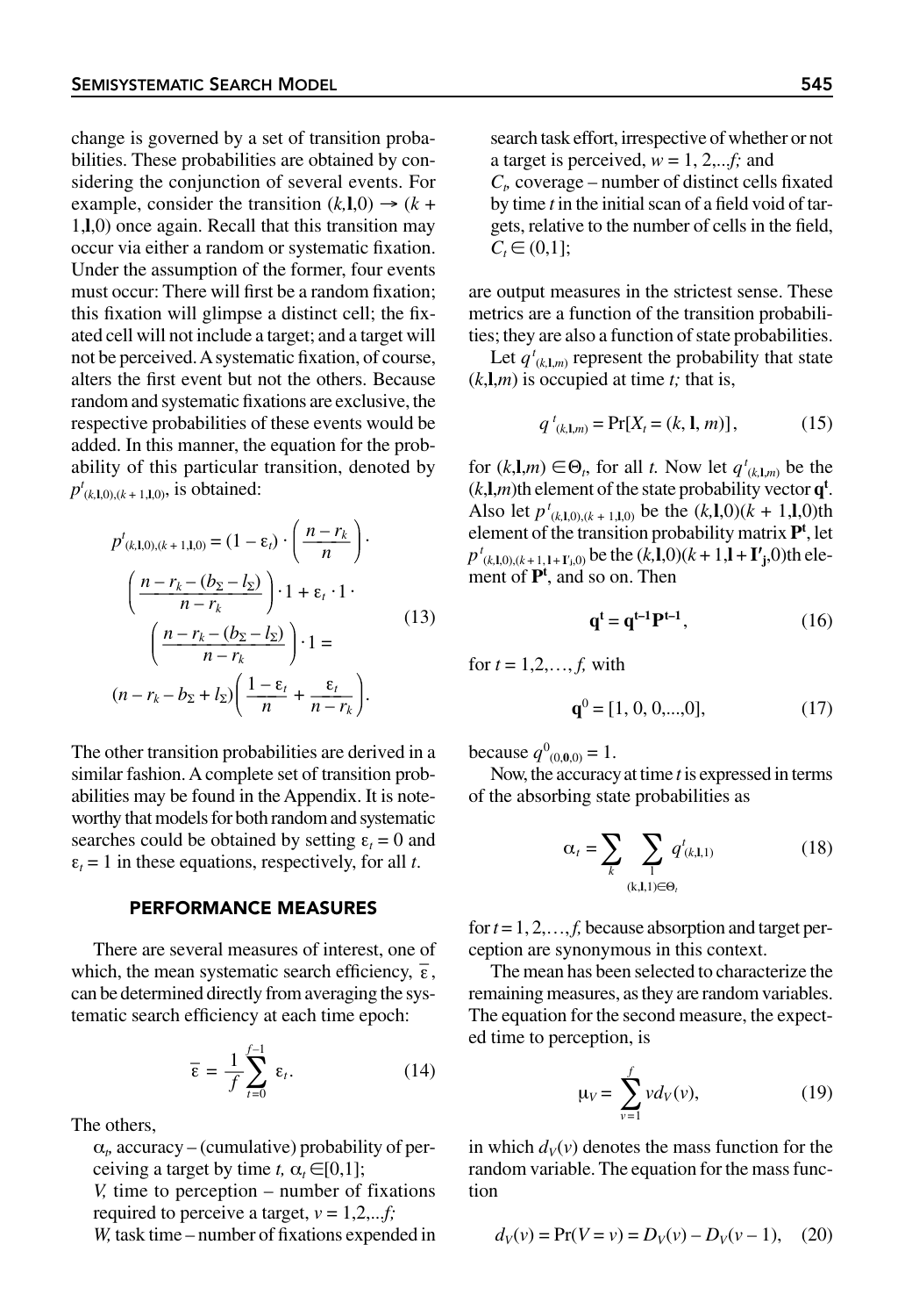change is governed by a set of transition probabilities. These probabilities are obtained by considering the conjunction of several events. For example, consider the transition $(k,\mathbf{l},0) \rightarrow (k+1,\mathbf{l},0)$ once again. Recall that this transition may occur via either a random or systematic fixation. Under the assumption of the former, four events must occur: There will first be a random fixation; this fixation will glimpse a distinct cell; the fixated cell will not include a target; and a target will not be perceived. A systematic fixation, of course, alters the first event but not the others. Because random and systematic fixations are exclusive, the respective probabilities of these events would be added. In this manner, the equation for the probability of this particular transition, denoted by $p^t_{(k,\mathbf{l},0),(k+1,\mathbf{l},0)}$, is obtained:

$$p^t_{(k,\mathbf{l},0),(k+1,\mathbf{l},0)} = (1-\varepsilon_t)\cdot\left(\frac{n-r_k}{n}\right)\cdot \left(\frac{n-r_k-(b_\Sigma-l_\Sigma)}{n-r_k}\right)\cdot 1 + \varepsilon_t \cdot 1 \cdot \left(\frac{n-r_k-(b_\Sigma-l_\Sigma)}{n-r_k}\right)\cdot 1 = (n-r_k-b_\Sigma+l_\Sigma)\left(\frac{1-\varepsilon_t}{n}+\frac{\varepsilon_t}{n-r_k}\right). \tag{13}$$

The other transition probabilities are derived in a similar fashion. A complete set of transition probabilities may be found in the Appendix. It is noteworthy that models for both random and systematic searches could be obtained by setting $\varepsilon_t = 0$ and $\varepsilon_t = 1$ in these equations, respectively, for all $t$.

## PERFORMANCE MEASURES

There are several measures of interest, one of which, the mean systematic search efficiency, $\bar{\varepsilon}$, can be determined directly from averaging the systematic search efficiency at each time epoch:

$$\bar{\varepsilon} = \frac{1}{f}\sum_{t=0}^{f-1}\varepsilon_t. \tag{14}$$

The others,

$\alpha_t$, accuracy – (cumulative) probability of perceiving a target by time $t$, $\alpha_t \in [0,1]$;

$V$, time to perception – number of fixations required to perceive a target, $v = 1,2,...f$;

$W$, task time – number of fixations expended in search task effort, irrespective of whether or not a target is perceived, $w = 1, 2,...f$; and

$C_t$, coverage – number of distinct cells fixated by time $t$ in the initial scan of a field void of targets, relative to the number of cells in the field, $C_t \in (0,1]$;

are output measures in the strictest sense. These metrics are a function of the transition probabilities; they are also a function of state probabilities.

Let $q^t_{(k,\mathbf{l},m)}$ represent the probability that state $(k,\mathbf{l},m)$ is occupied at time $t$; that is,

$$q^t_{(k,\mathbf{l},m)} = \Pr[X_t = (k,\mathbf{l},m)], \tag{15}$$

for $(k,\mathbf{l},m) \in \Theta_t$, for all $t$. Now let $q^t_{(k,\mathbf{l},m)}$ be the $(k,\mathbf{l},m)$th element of the state probability vector $\mathbf{q^t}$. Also let $p^t_{(k,\mathbf{l},0),(k+1,\mathbf{l},0)}$ be the $(k,\mathbf{l},0)(k+1,\mathbf{l},0)$th element of the transition probability matrix $\mathbf{P^t}$, let $p^t_{(k,\mathbf{l},0),(k+1,\mathbf{l}+\mathbf{I'}_j,0)}$ be the $(k,\mathbf{l},0)(k+1,\mathbf{l}+\mathbf{I'_j},0)$th element of $\mathbf{P^t}$, and so on. Then

$$\mathbf{q^t} = \mathbf{q^{t-1}}\mathbf{P^{t-1}}, \tag{16}$$

for $t = 1,2,\ldots, f$, with

$$\mathbf{q}^0 = [1, 0, 0,...,0], \tag{17}$$

because $q^0_{(0,\mathbf{0},0)} = 1$.

Now, the accuracy at time $t$ is expressed in terms of the absorbing state probabilities as

$$\alpha_t = \sum_k \sum_{\substack{\mathbf{l} \\ (k,\mathbf{l},1)\in\Theta_t}} q^t_{(k,\mathbf{l},1)} \tag{18}$$

for $t = 1, 2,\ldots,f$, because absorption and target perception are synonymous in this context.

The mean has been selected to characterize the remaining measures, as they are random variables. The equation for the second measure, the expected time to perception, is

$$\mu_V = \sum_{v=1}^{f} v d_V(v), \tag{19}$$

in which $d_V(v)$ denotes the mass function for the random variable. The equation for the mass function

$$d_V(v) = \Pr(V = v) = D_V(v) - D_V(v-1), \tag{20}$$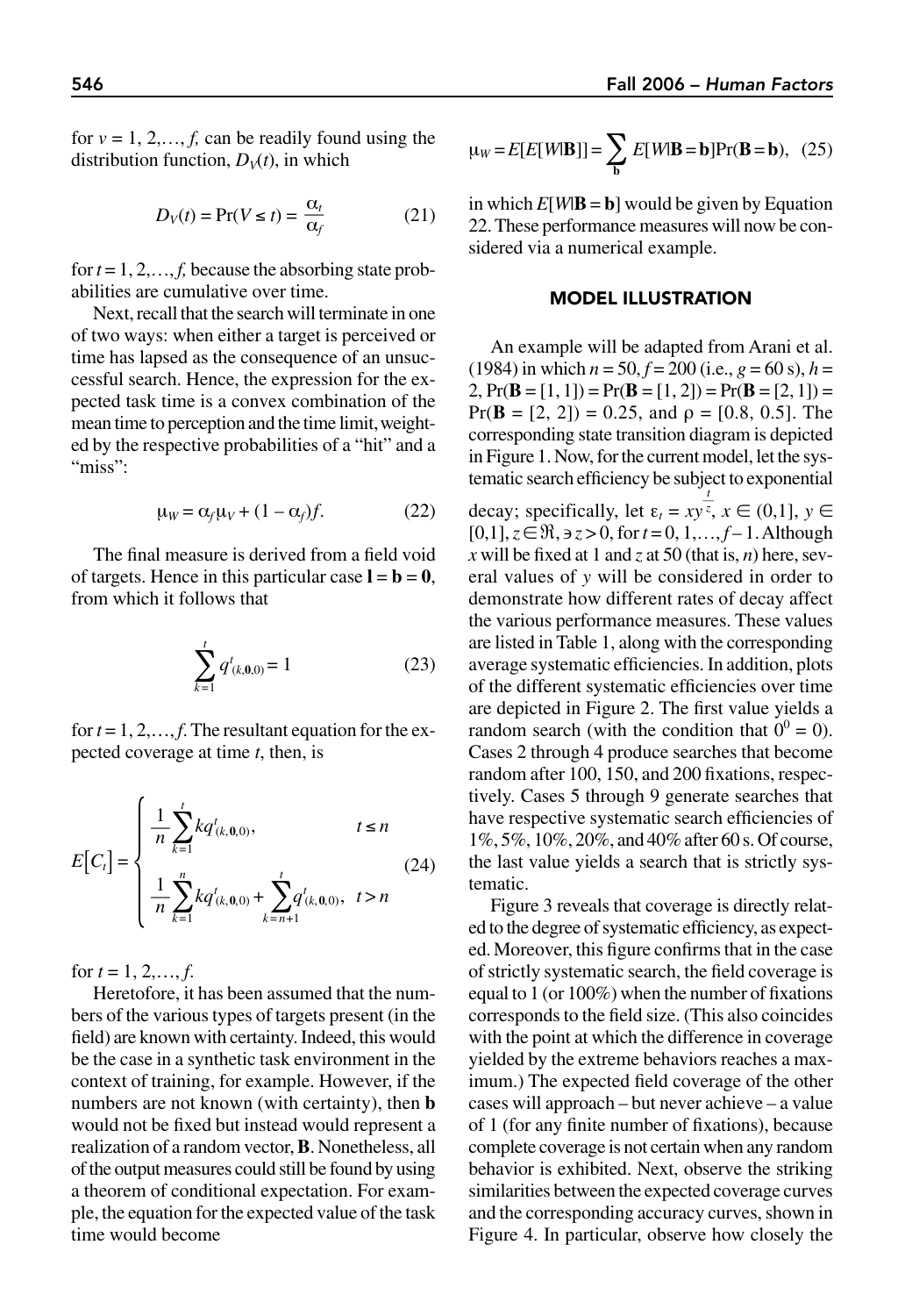for $v = 1, 2,\ldots, f$, can be readily found using the distribution function, $D_V(t)$, in which

$$D_V(t) = \Pr(V \leq t) = \frac{\alpha_t}{\alpha_f} \tag{21}$$

for $t = 1, 2,\ldots, f$, because the absorbing state probabilities are cumulative over time.

Next, recall that the search will terminate in one of two ways: when either a target is perceived or time has lapsed as the consequence of an unsuccessful search. Hence, the expression for the expected task time is a convex combination of the mean time to perception and the time limit, weighted by the respective probabilities of a "hit" and a "miss":

$$\mu_W = \alpha_f \mu_V + (1 - \alpha_f)f. \tag{22}$$

The final measure is derived from a field void of targets. Hence in this particular case $\mathbf{l} = \mathbf{b} = \mathbf{0}$, from which it follows that

$$\sum_{k=1}^{t} q^t_{(k,\mathbf{0},0)} = 1 \tag{23}$$

for $t = 1, 2,\ldots, f$. The resultant equation for the expected coverage at time $t$, then, is

$$E[C_t] = \begin{cases} \dfrac{1}{n}\displaystyle\sum_{k=1}^{t} k q^t_{(k,\mathbf{0},0)}, & t \leq n \\ \dfrac{1}{n}\displaystyle\sum_{k=1}^{n} k q^t_{(k,\mathbf{0},0)} + \displaystyle\sum_{k=n+1}^{t} q^t_{(k,\mathbf{0},0)}, & t > n \end{cases} \tag{24}$$

for $t = 1, 2,\ldots, f$.

Heretofore, it has been assumed that the numbers of the various types of targets present (in the field) are known with certainty. Indeed, this would be the case in a synthetic task environment in the context of training, for example. However, if the numbers are not known (with certainty), then $\mathbf{b}$ would not be fixed but instead would represent a realization of a random vector, $\mathbf{B}$. Nonetheless, all of the output measures could still be found by using a theorem of conditional expectation. For example, the equation for the expected value of the task time would become

$$\mu_W = E[E[W|\mathbf{B}]] = \sum_{\mathbf{b}} E[W|\mathbf{B} = \mathbf{b}]\Pr(\mathbf{B} = \mathbf{b}), \tag{25}$$

in which $E[W|\mathbf{B} = \mathbf{b}]$ would be given by Equation 22. These performance measures will now be considered via a numerical example.

## MODEL ILLUSTRATION

An example will be adapted from Arani et al. (1984) in which $n = 50$, $f = 200$ (i.e., $g = 60$ s), $h = 2$, $\Pr(\mathbf{B} = [1, 1]) = \Pr(\mathbf{B} = [1, 2]) = \Pr(\mathbf{B} = [2, 1]) = \Pr(\mathbf{B} = [2, 2]) = 0.25$, and $\rho = [0.8, 0.5]$. The corresponding state transition diagram is depicted in Figure 1. Now, for the current model, let the systematic search efficiency be subject to exponential decay; specifically, let $\varepsilon_t = xy^{\frac{t}{z}}$, $x \in (0,1]$, $y \in [0,1]$, $z \in \Re, \ni z > 0$, for $t = 0, 1,\ldots, f - 1$. Although $x$ will be fixed at 1 and $z$ at 50 (that is, $n$) here, several values of $y$ will be considered in order to demonstrate how different rates of decay affect the various performance measures. These values are listed in Table 1, along with the corresponding average systematic efficiencies. In addition, plots of the different systematic efficiencies over time are depicted in Figure 2. The first value yields a random search (with the condition that $0^0 = 0$). Cases 2 through 4 produce searches that become random after 100, 150, and 200 fixations, respectively. Cases 5 through 9 generate searches that have respective systematic search efficiencies of 1%, 5%, 10%, 20%, and 40% after 60 s. Of course, the last value yields a search that is strictly systematic.

Figure 3 reveals that coverage is directly related to the degree of systematic efficiency, as expected. Moreover, this figure confirms that in the case of strictly systematic search, the field coverage is equal to 1 (or 100%) when the number of fixations corresponds to the field size. (This also coincides with the point at which the difference in coverage yielded by the extreme behaviors reaches a maximum.) The expected field coverage of the other cases will approach – but never achieve – a value of 1 (for any finite number of fixations), because complete coverage is not certain when any random behavior is exhibited. Next, observe the striking similarities between the expected coverage curves and the corresponding accuracy curves, shown in Figure 4. In particular, observe how closely the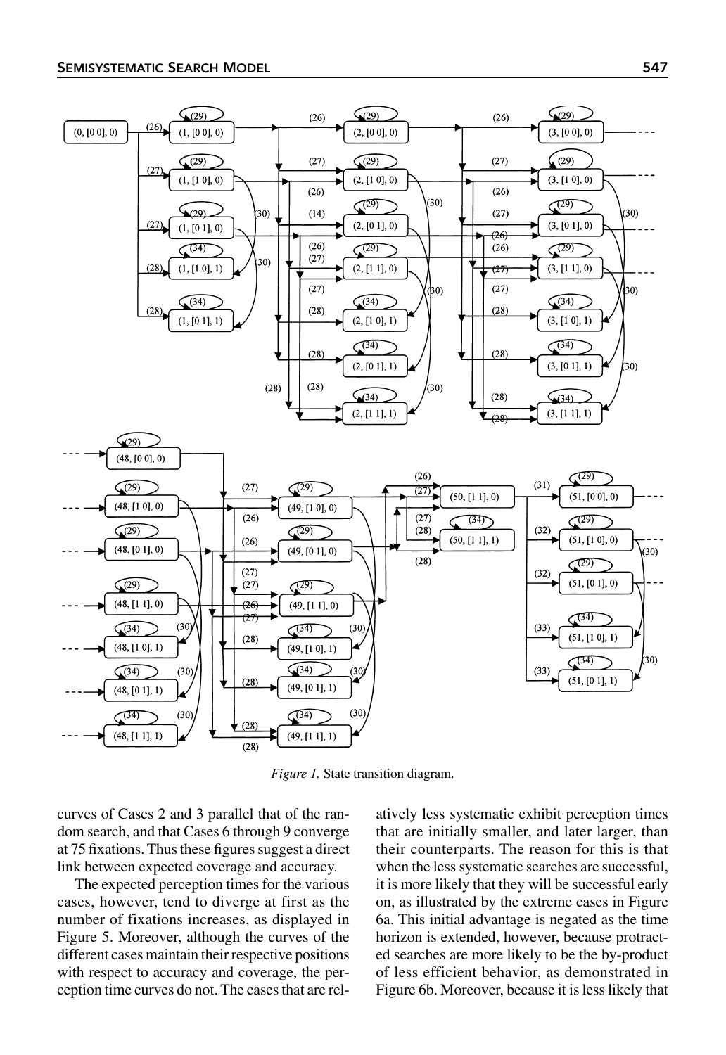*Figure 1.* State transition diagram.

curves of Cases 2 and 3 parallel that of the random search, and that Cases 6 through 9 converge at 75 fixations. Thus these figures suggest a direct link between expected coverage and accuracy.

The expected perception times for the various cases, however, tend to diverge at first as the number of fixations increases, as displayed in Figure 5. Moreover, although the curves of the different cases maintain their respective positions with respect to accuracy and coverage, the perception time curves do not. The cases that are relatively less systematic exhibit perception times that are initially smaller, and later larger, than their counterparts. The reason for this is that when the less systematic searches are successful, it is more likely that they will be successful early on, as illustrated by the extreme cases in Figure 6a. This initial advantage is negated as the time horizon is extended, however, because protracted searches are more likely to be the by-product of less efficient behavior, as demonstrated in Figure 6b. Moreover, because it is less likely that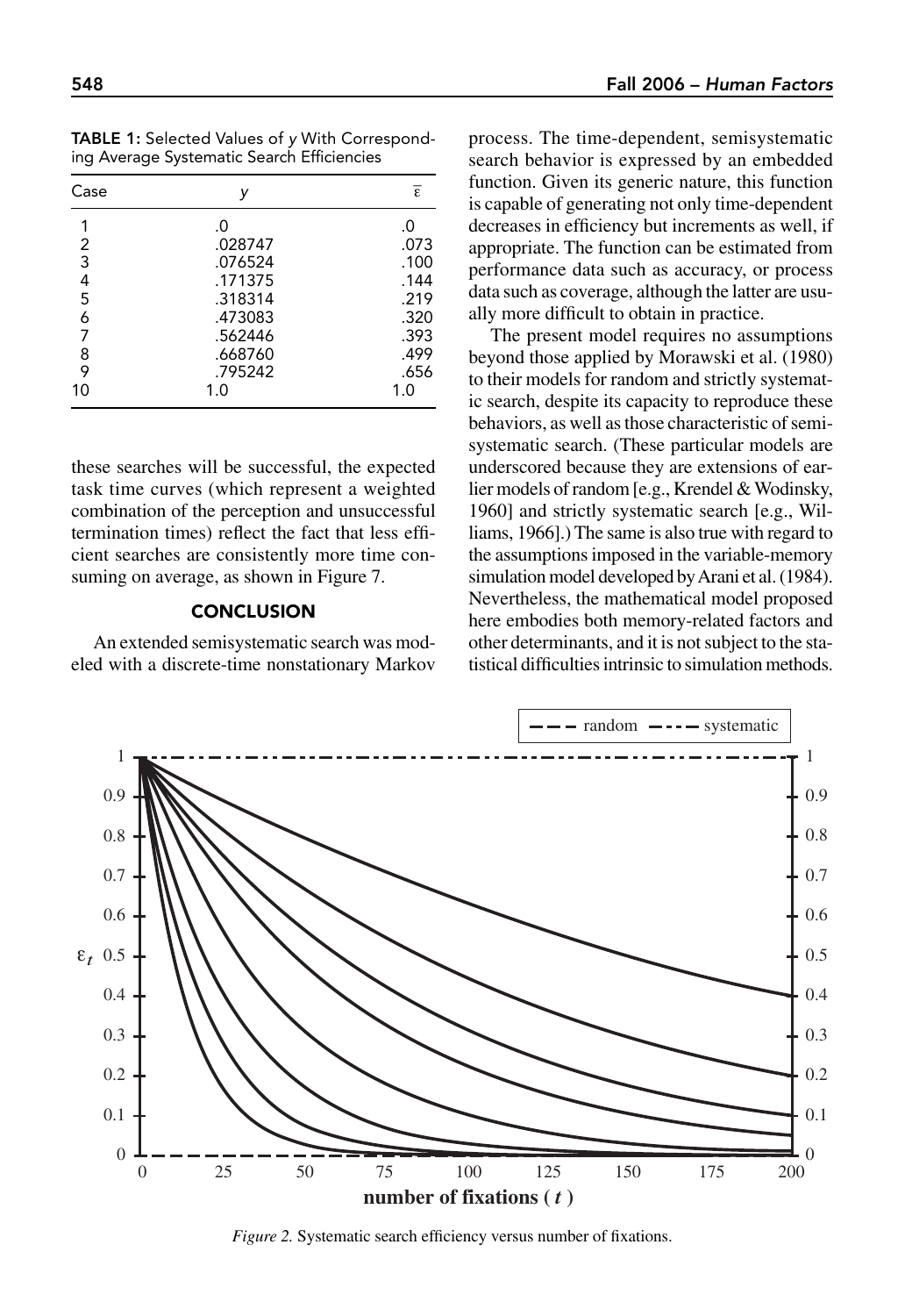**TABLE 1:** Selected Values of *y* With Corresponding Average Systematic Search Efficiencies

| Case | $y$ | $\bar{\varepsilon}$ |
|---|---|---|
| 1 | .0 | .0 |
| 2 | .028747 | .073 |
| 3 | .076524 | .100 |
| 4 | .171375 | .144 |
| 5 | .318314 | .219 |
| 6 | .473083 | .320 |
| 7 | .562446 | .393 |
| 8 | .668760 | .499 |
| 9 | .795242 | .656 |
| 10 | 1.0 | 1.0 |

these searches will be successful, the expected task time curves (which represent a weighted combination of the perception and unsuccessful termination times) reflect the fact that less efficient searches are consistently more time consuming on average, as shown in Figure 7.

## CONCLUSION

An extended semisystematic search was modeled with a discrete-time nonstationary Markov process. The time-dependent, semisystematic search behavior is expressed by an embedded function. Given its generic nature, this function is capable of generating not only time-dependent decreases in efficiency but increments as well, if appropriate. The function can be estimated from performance data such as accuracy, or process data such as coverage, although the latter are usually more difficult to obtain in practice.

The present model requires no assumptions beyond those applied by Morawski et al. (1980) to their models for random and strictly systematic search, despite its capacity to reproduce these behaviors, as well as those characteristic of semisystematic search. (These particular models are underscored because they are extensions of earlier models of random [e.g., Krendel & Wodinsky, 1960] and strictly systematic search [e.g., Williams, 1966].) The same is also true with regard to the assumptions imposed in the variable-memory simulation model developed by Arani et al. (1984). Nevertheless, the mathematical model proposed here embodies both memory-related factors and other determinants, and it is not subject to the statistical difficulties intrinsic to simulation methods.

random
systematic

1
0.9
0.8
0.7
0.6
$\varepsilon_t$ 0.5
0.4
0.3
0.2
0.1
0

0 25 50 75 100 125 150 175 200

**number of fixations ( *t* )**

*Figure 2.* Systematic search efficiency versus number of fixations.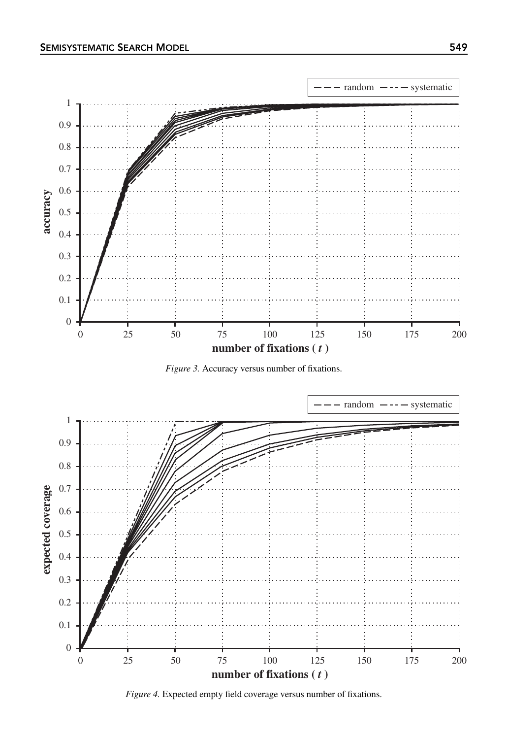random systematic

1
0.9
0.8
0.7
0.6
0.5
0.4
0.3
0.2
0.1
0

accuracy

0 25 50 75 100 125 150 175 200

number of fixations ( *t* )

*Figure 3.* Accuracy versus number of fixations.

random systematic

1
0.9
0.8
0.7
0.6
0.5
0.4
0.3
0.2
0.1
0

expected coverage

0 25 50 75 100 125 150 175 200

number of fixations ( *t* )

*Figure 4.* Expected empty field coverage versus number of fixations.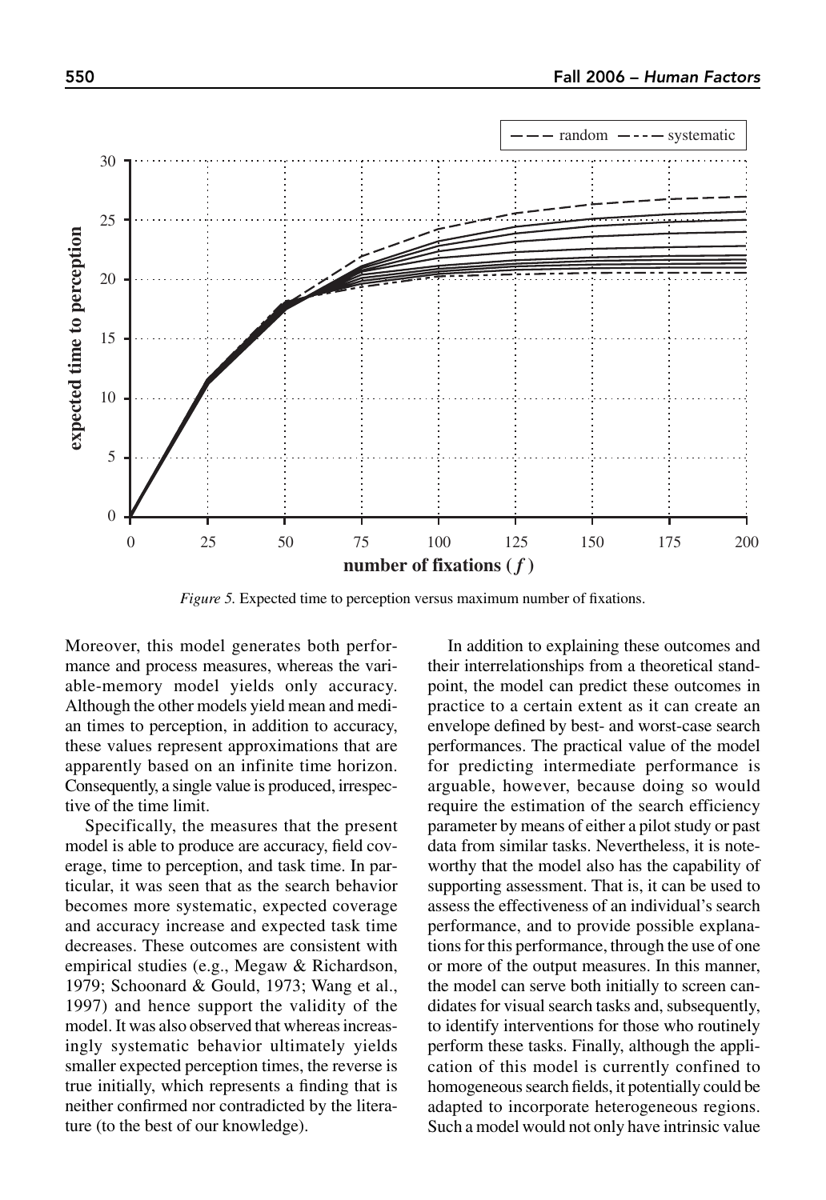random systematic

30
25
20
15
10
5
0

expected time to perception

0 25 50 75 100 125 150 175 200

number of fixations ( $f$ )

*Figure 5.* Expected time to perception versus maximum number of fixations.

Moreover, this model generates both performance and process measures, whereas the variable-memory model yields only accuracy. Although the other models yield mean and median times to perception, in addition to accuracy, these values represent approximations that are apparently based on an infinite time horizon. Consequently, a single value is produced, irrespective of the time limit.

Specifically, the measures that the present model is able to produce are accuracy, field coverage, time to perception, and task time. In particular, it was seen that as the search behavior becomes more systematic, expected coverage and accuracy increase and expected task time decreases. These outcomes are consistent with empirical studies (e.g., Megaw & Richardson, 1979; Schoonard & Gould, 1973; Wang et al., 1997) and hence support the validity of the model. It was also observed that whereas increasingly systematic behavior ultimately yields smaller expected perception times, the reverse is true initially, which represents a finding that is neither confirmed nor contradicted by the literature (to the best of our knowledge).

In addition to explaining these outcomes and their interrelationships from a theoretical standpoint, the model can predict these outcomes in practice to a certain extent as it can create an envelope defined by best- and worst-case search performances. The practical value of the model for predicting intermediate performance is arguable, however, because doing so would require the estimation of the search efficiency parameter by means of either a pilot study or past data from similar tasks. Nevertheless, it is noteworthy that the model also has the capability of supporting assessment. That is, it can be used to assess the effectiveness of an individual's search performance, and to provide possible explanations for this performance, through the use of one or more of the output measures. In this manner, the model can serve both initially to screen candidates for visual search tasks and, subsequently, to identify interventions for those who routinely perform these tasks. Finally, although the application of this model is currently confined to homogeneous search fields, it potentially could be adapted to incorporate heterogeneous regions. Such a model would not only have intrinsic value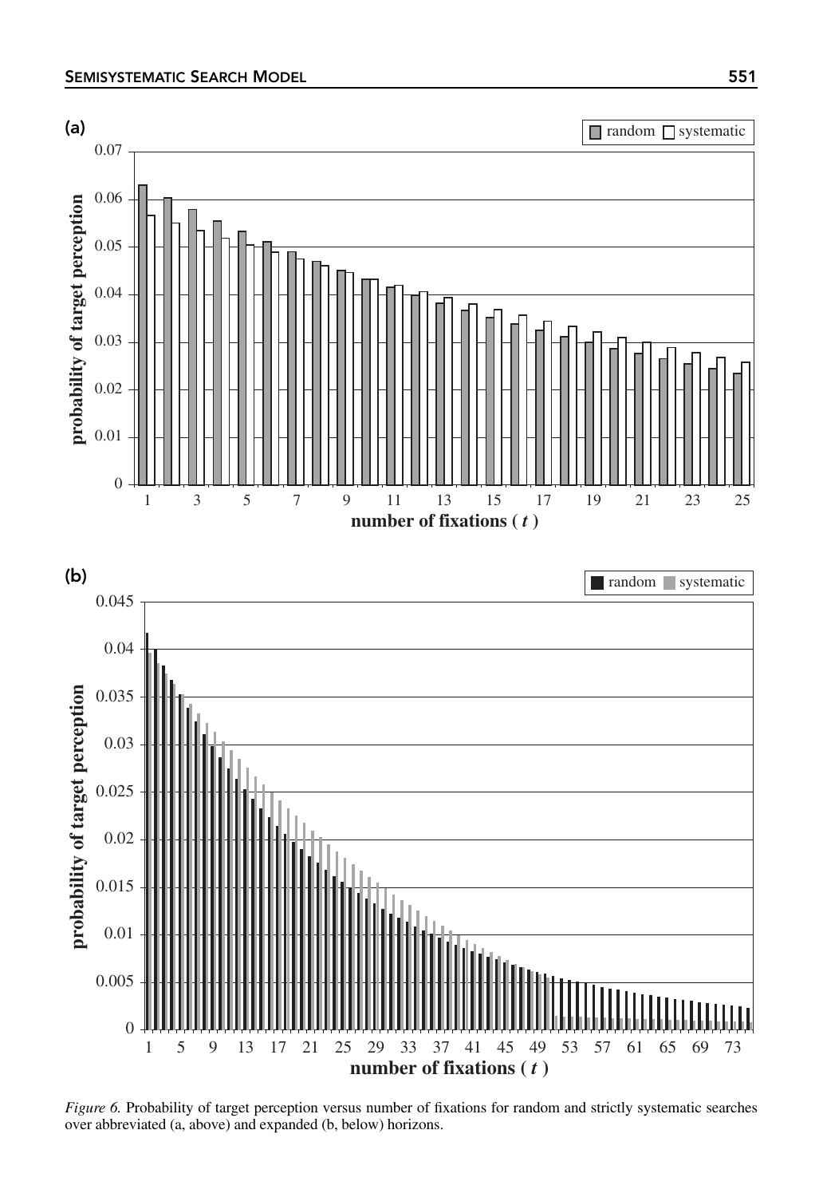(a)

random systematic

0.07
0.06
0.05
0.04
0.03
0.02
0.01
0

probability of target perception

1 3 5 7 9 11 13 15 17 19 21 23 25

number of fixations ( $t$ )

(b)

random systematic

0.045
0.04
0.035
0.03
0.025
0.02
0.015
0.01
0.005
0

probability of target perception

1 5 9 13 17 21 25 29 33 37 41 45 49 53 57 61 65 69 73

number of fixations ( $t$ )

*Figure 6.* Probability of target perception versus number of fixations for random and strictly systematic searches over abbreviated (a, above) and expanded (b, below) horizons.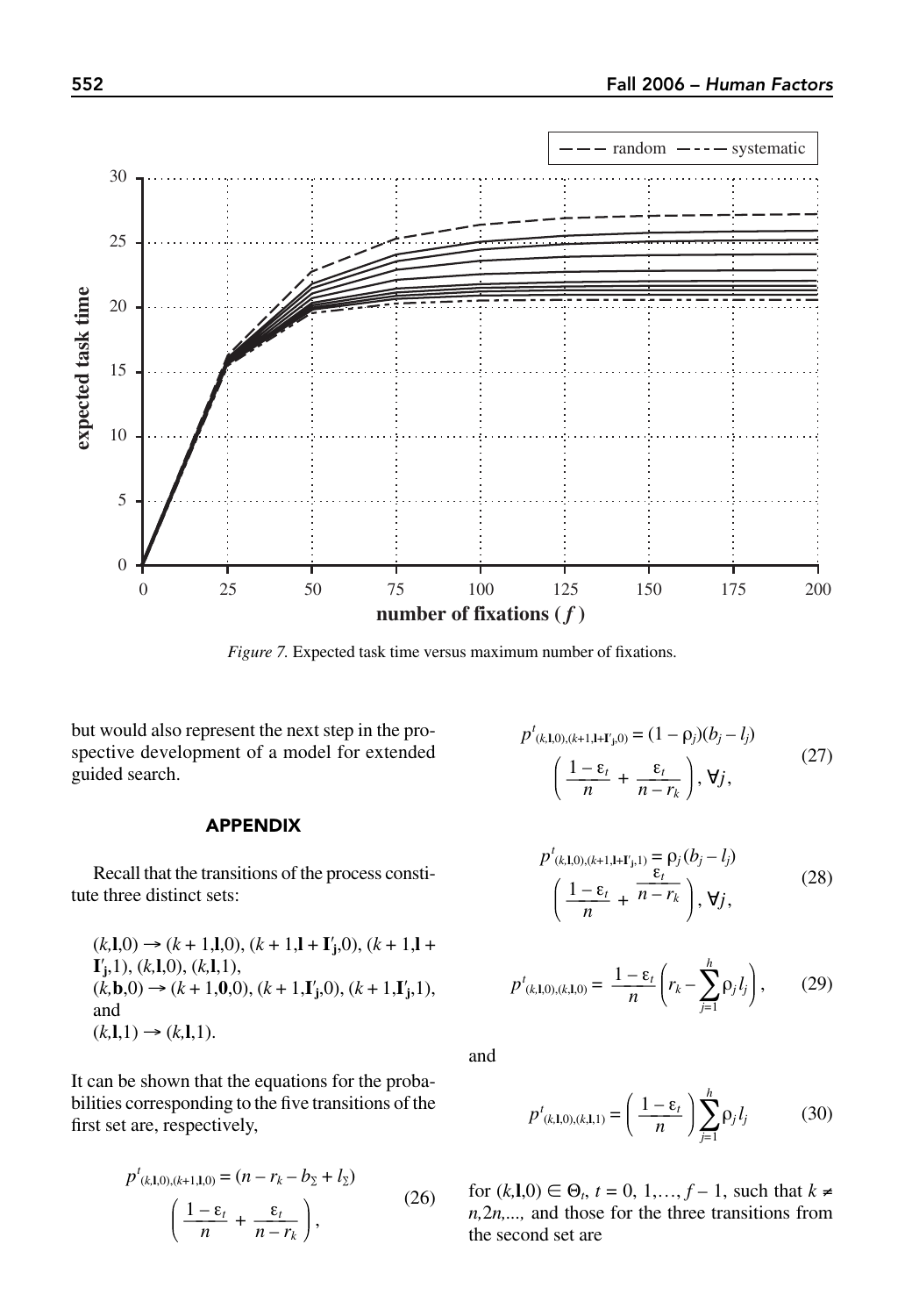random systematic

30

25

20

15

10

5

0

expected task time

0 25 50 75 100 125 150 175 200

number of fixations ( $f$ )

*Figure 7.* Expected task time versus maximum number of fixations.

but would also represent the next step in the prospective development of a model for extended guided search.

## APPENDIX

Recall that the transitions of the process constitute three distinct sets:

$(k,\mathbf{l},0) \rightarrow (k+1,\mathbf{l},0), (k+1,\mathbf{l}+\mathbf{I}'_\mathbf{j},0), (k+1,\mathbf{l}+\mathbf{I}'_\mathbf{j},1), (k,\mathbf{l},0), (k,\mathbf{l},1),$
$(k,\mathbf{b},0) \rightarrow (k+1,\mathbf{0},0), (k+1,\mathbf{I}'_\mathbf{j},0), (k+1,\mathbf{I}'_\mathbf{j},1),$ and
$(k,\mathbf{l},1) \rightarrow (k,\mathbf{l},1).$

It can be shown that the equations for the probabilities corresponding to the five transitions of the first set are, respectively,

$$p^t_{(k,\mathbf{l},0),(k+1,\mathbf{l},0)} = (n - r_k - b_\Sigma + l_\Sigma)\left(\frac{1-\varepsilon_t}{n} + \frac{\varepsilon_t}{n - r_k}\right), \tag{26}$$

$$p^t_{(k,\mathbf{l},0),(k+1,\mathbf{l}+\mathbf{I}'_\mathbf{j},0)} = (1-\rho_j)(b_j - l_j)\left(\frac{1-\varepsilon_t}{n} + \frac{\varepsilon_t}{n - r_k}\right), \forall j, \tag{27}$$

$$p^t_{(k,\mathbf{l},0),(k+1,\mathbf{l}+\mathbf{I}'_\mathbf{j},1)} = \rho_j(b_j - l_j)\left(\frac{1-\varepsilon_t}{n} + \frac{\varepsilon_t}{n - r_k}\right), \forall j, \tag{28}$$

$$p^t_{(k,\mathbf{l},0),(k,\mathbf{l},0)} = \frac{1-\varepsilon_t}{n}\left(r_k - \sum_{j=1}^{h}\rho_j l_j\right), \tag{29}$$

and

$$p^t_{(k,\mathbf{l},0),(k,\mathbf{l},1)} = \left(\frac{1-\varepsilon_t}{n}\right)\sum_{j=1}^{h}\rho_j l_j \tag{30}$$

for $(k,\mathbf{l},0) \in \Theta_t$, $t = 0, 1, \ldots, f-1$, such that $k \neq n, 2n, \ldots,$ and those for the three transitions from the second set are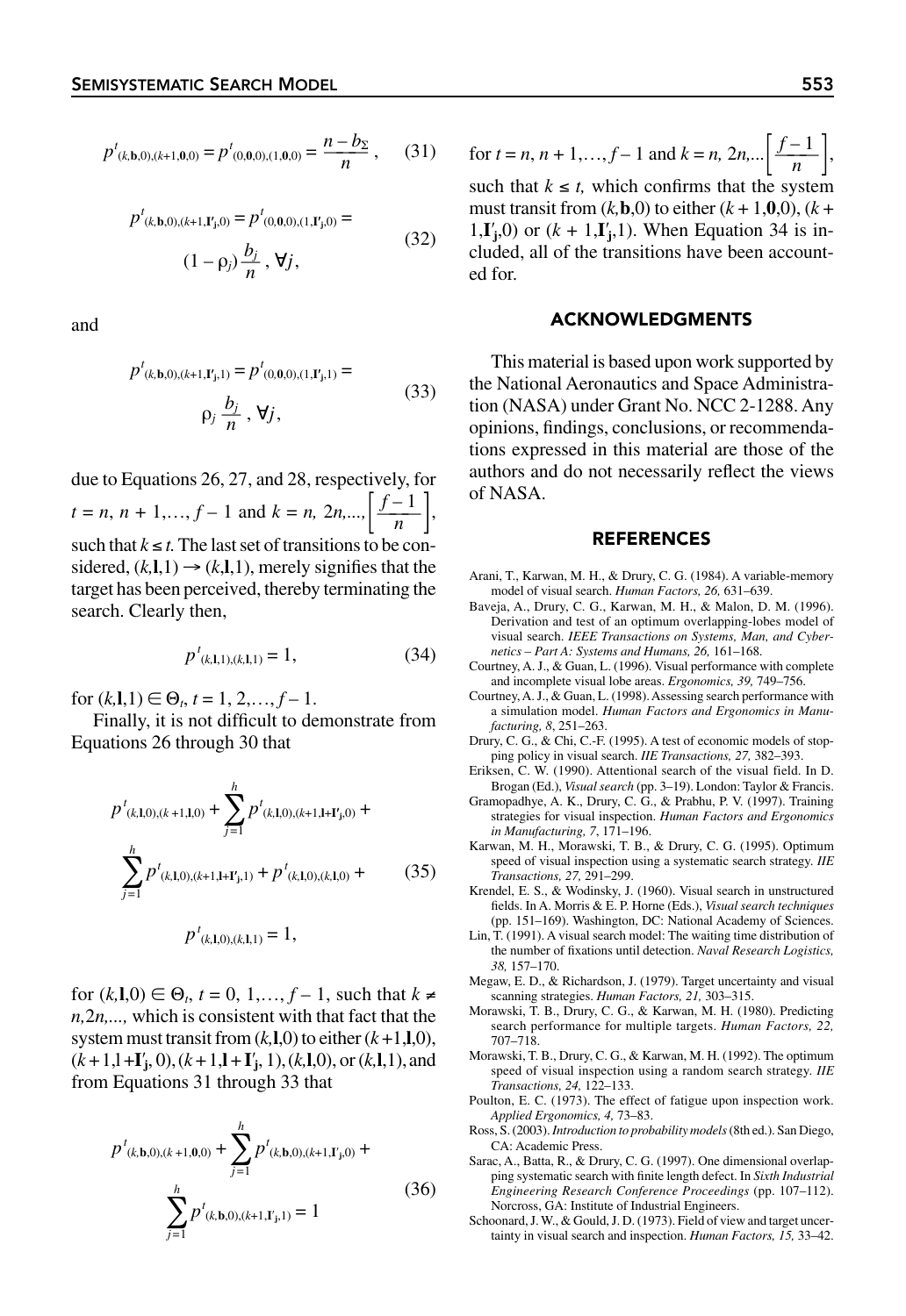$$p^t_{(k,\mathbf{b},0),(k+1,\mathbf{0},0)} = p^t_{(0,\mathbf{0},0),(1,\mathbf{0},0)} = \frac{n - b_\Sigma}{n}, \quad (31)$$

$$p^t_{(k,\mathbf{b},0),(k+1,\mathbf{I}'_\mathbf{j},0)} = p^t_{(0,\mathbf{0},0),(1,\mathbf{I}'_\mathbf{j},0)} = (1-\rho_j)\frac{b_j}{n}, \forall j, \quad (32)$$

and

$$p^t_{(k,\mathbf{b},0),(k+1,\mathbf{I}'_\mathbf{j},1)} = p^t_{(0,\mathbf{0},0),(1,\mathbf{I}'_\mathbf{j},1)} = \rho_j \frac{b_j}{n}, \forall j, \quad (33)$$

due to Equations 26, 27, and 28, respectively, for $t = n, n + 1,\ldots, f - 1$ and $k = n, 2n,\ldots, \left\lceil \frac{f-1}{n} \right\rceil$, such that $k \leq t$. The last set of transitions to be considered, $(k,\mathbf{l},1) \rightarrow (k,\mathbf{l},1)$, merely signifies that the target has been perceived, thereby terminating the search. Clearly then,

$$p^t_{(k,\mathbf{l},1),(k,\mathbf{l},1)} = 1, \quad (34)$$

for $(k,\mathbf{l},1) \in \Theta_t$, $t = 1, 2,\ldots, f - 1$.

Finally, it is not difficult to demonstrate from Equations 26 through 30 that

$$p^t_{(k,\mathbf{l},0),(k+1,\mathbf{l},0)} + \sum_{j=1}^{h} p^t_{(k,\mathbf{l},0),(k+1,\mathbf{l}+\mathbf{I}'_\mathbf{j},0)} + \sum_{j=1}^{h} p^t_{(k,\mathbf{l},0),(k+1,\mathbf{l}+\mathbf{I}'_\mathbf{j},1)} + p^t_{(k,\mathbf{l},0),(k,\mathbf{l},0)} + p^t_{(k,\mathbf{l},0),(k,\mathbf{l},1)} = 1, \quad (35)$$

for $(k,\mathbf{l},0) \in \Theta_t$, $t = 0, 1,\ldots, f - 1$, such that $k \neq n, 2n,\ldots,$ which is consistent with that fact that the system must transit from $(k,\mathbf{l},0)$ to either $(k+1,\mathbf{l},0)$, $(k+1,\mathbf{l}+\mathbf{I}'_\mathbf{j}, 0)$, $(k+1,\mathbf{l}+\mathbf{I}'_\mathbf{j}, 1)$, $(k,\mathbf{l},0)$, or $(k,\mathbf{l},1)$, and from Equations 31 through 33 that

$$p^t_{(k,\mathbf{b},0),(k+1,\mathbf{0},0)} + \sum_{j=1}^{h} p^t_{(k,\mathbf{b},0),(k+1,\mathbf{I}'_\mathbf{j},0)} + \sum_{j=1}^{h} p^t_{(k,\mathbf{b},0),(k+1,\mathbf{I}'_\mathbf{j},1)} = 1 \quad (36)$$

for $t = n, n + 1,\ldots, f - 1$ and $k = n, 2n,\ldots \left\lceil \frac{f-1}{n} \right\rceil$, such that $k \leq t$, which confirms that the system must transit from $(k,\mathbf{b},0)$ to either $(k + 1,\mathbf{0},0)$, $(k + 1,\mathbf{I}'_\mathbf{j},0)$ or $(k + 1,\mathbf{I}'_\mathbf{j},1)$. When Equation 34 is included, all of the transitions have been accounted for.

## ACKNOWLEDGMENTS

This material is based upon work supported by the National Aeronautics and Space Administration (NASA) under Grant No. NCC 2-1288. Any opinions, findings, conclusions, or recommendations expressed in this material are those of the authors and do not necessarily reflect the views of NASA.

## REFERENCES

Arani, T., Karwan, M. H., & Drury, C. G. (1984). A variable-memory model of visual search. *Human Factors, 26,* 631–639.

Baveja, A., Drury, C. G., Karwan, M. H., & Malon, D. M. (1996). Derivation and test of an optimum overlapping-lobes model of visual search. *IEEE Transactions on Systems, Man, and Cybernetics – Part A: Systems and Humans, 26,* 161–168.

Courtney, A. J., & Guan, L. (1996). Visual performance with complete and incomplete visual lobe areas. *Ergonomics, 39,* 749–756.

Courtney, A. J., & Guan, L. (1998). Assessing search performance with a simulation model. *Human Factors and Ergonomics in Manufacturing, 8,* 251–263.

Drury, C. G., & Chi, C.-F. (1995). A test of economic models of stopping policy in visual search. *IIE Transactions, 27,* 382–393.

Eriksen, C. W. (1990). Attentional search of the visual field. In D. Brogan (Ed.), *Visual search* (pp. 3–19). London: Taylor & Francis.

Gramopadhye, A. K., Drury, C. G., & Prabhu, P. V. (1997). Training strategies for visual inspection. *Human Factors and Ergonomics in Manufacturing, 7,* 171–196.

Karwan, M. H., Morawski, T. B., & Drury, C. G. (1995). Optimum speed of visual inspection using a systematic search strategy. *IIE Transactions, 27,* 291–299.

Krendel, E. S., & Wodinsky, J. (1960). Visual search in unstructured fields. In A. Morris & E. P. Horne (Eds.), *Visual search techniques* (pp. 151–169). Washington, DC: National Academy of Sciences.

Lin, T. (1991). A visual search model: The waiting time distribution of the number of fixations until detection. *Naval Research Logistics, 38,* 157–170.

Megaw, E. D., & Richardson, J. (1979). Target uncertainty and visual scanning strategies. *Human Factors, 21,* 303–315.

Morawski, T. B., Drury, C. G., & Karwan, M. H. (1980). Predicting search performance for multiple targets. *Human Factors, 22,* 707–718.

Morawski, T. B., Drury, C. G., & Karwan, M. H. (1992). The optimum speed of visual inspection using a random search strategy. *IIE Transactions, 24,* 122–133.

Poulton, E. C. (1973). The effect of fatigue upon inspection work. *Applied Ergonomics, 4,* 73–83.

Ross, S. (2003). *Introduction to probability models* (8th ed.). San Diego, CA: Academic Press.

Sarac, A., Batta, R., & Drury, C. G. (1997). One dimensional overlapping systematic search with finite length defect. In *Sixth Industrial Engineering Research Conference Proceedings* (pp. 107–112). Norcross, GA: Institute of Industrial Engineers.

Schoonard, J. W., & Gould, J. D. (1973). Field of view and target uncertainty in visual search and inspection. *Human Factors, 15,* 33–42.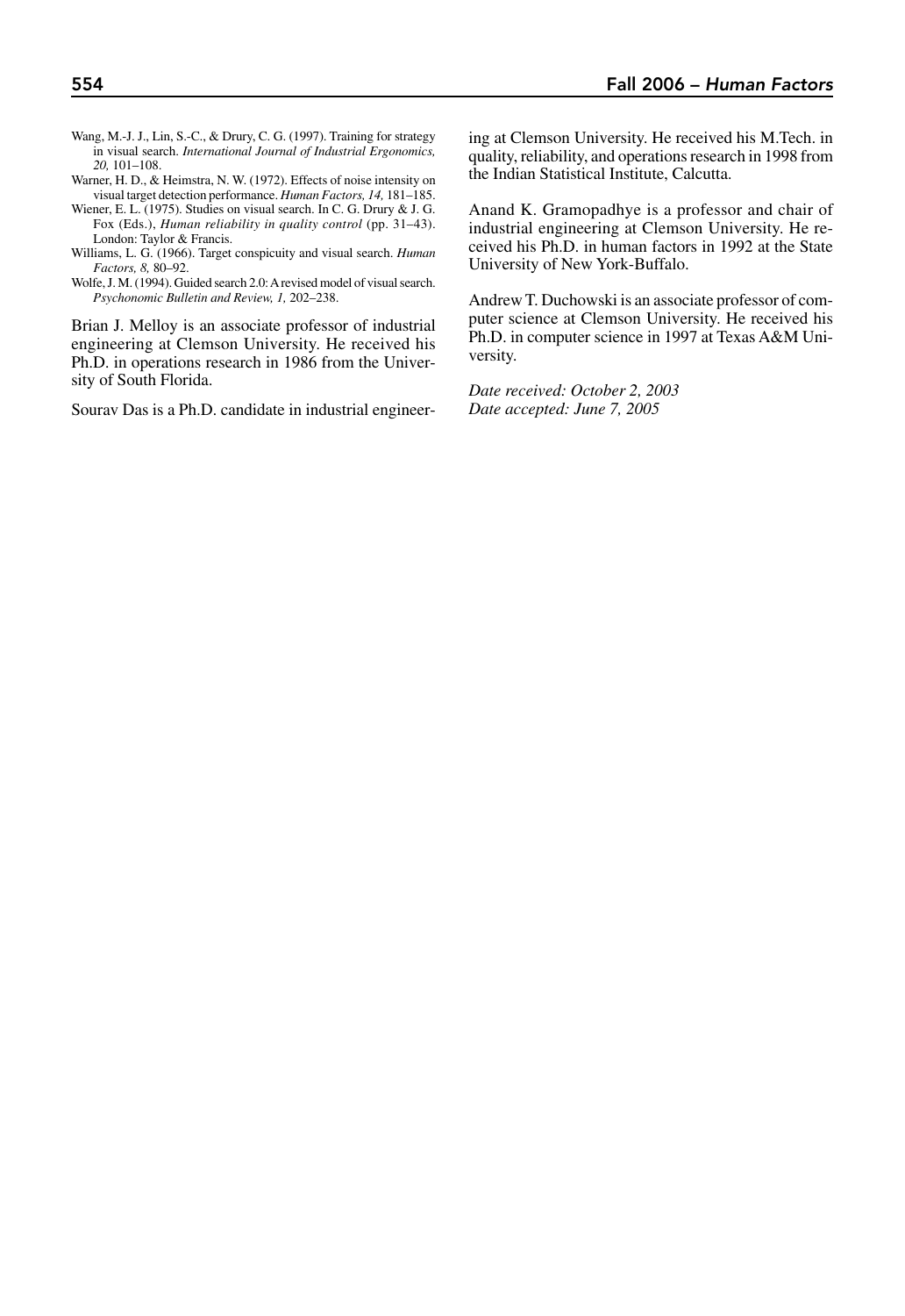Wang, M.-J. J., Lin, S.-C., & Drury, C. G. (1997). Training for strategy in visual search. *International Journal of Industrial Ergonomics, 20,* 101–108.

Warner, H. D., & Heimstra, N. W. (1972). Effects of noise intensity on visual target detection performance. *Human Factors, 14,* 181–185.

Wiener, E. L. (1975). Studies on visual search. In C. G. Drury & J. G. Fox (Eds.), *Human reliability in quality control* (pp. 31–43). London: Taylor & Francis.

Williams, L. G. (1966). Target conspicuity and visual search. *Human Factors, 8,* 80–92.

Wolfe, J. M. (1994). Guided search 2.0: A revised model of visual search. *Psychonomic Bulletin and Review, 1,* 202–238.

Brian J. Melloy is an associate professor of industrial engineering at Clemson University. He received his Ph.D. in operations research in 1986 from the University of South Florida.

Sourav Das is a Ph.D. candidate in industrial engineering at Clemson University. He received his M.Tech. in quality, reliability, and operations research in 1998 from the Indian Statistical Institute, Calcutta.

Anand K. Gramopadhye is a professor and chair of industrial engineering at Clemson University. He received his Ph.D. in human factors in 1992 at the State University of New York-Buffalo.

Andrew T. Duchowski is an associate professor of computer science at Clemson University. He received his Ph.D. in computer science in 1997 at Texas A&M University.

*Date received: October 2, 2003*
*Date accepted: June 7, 2005*